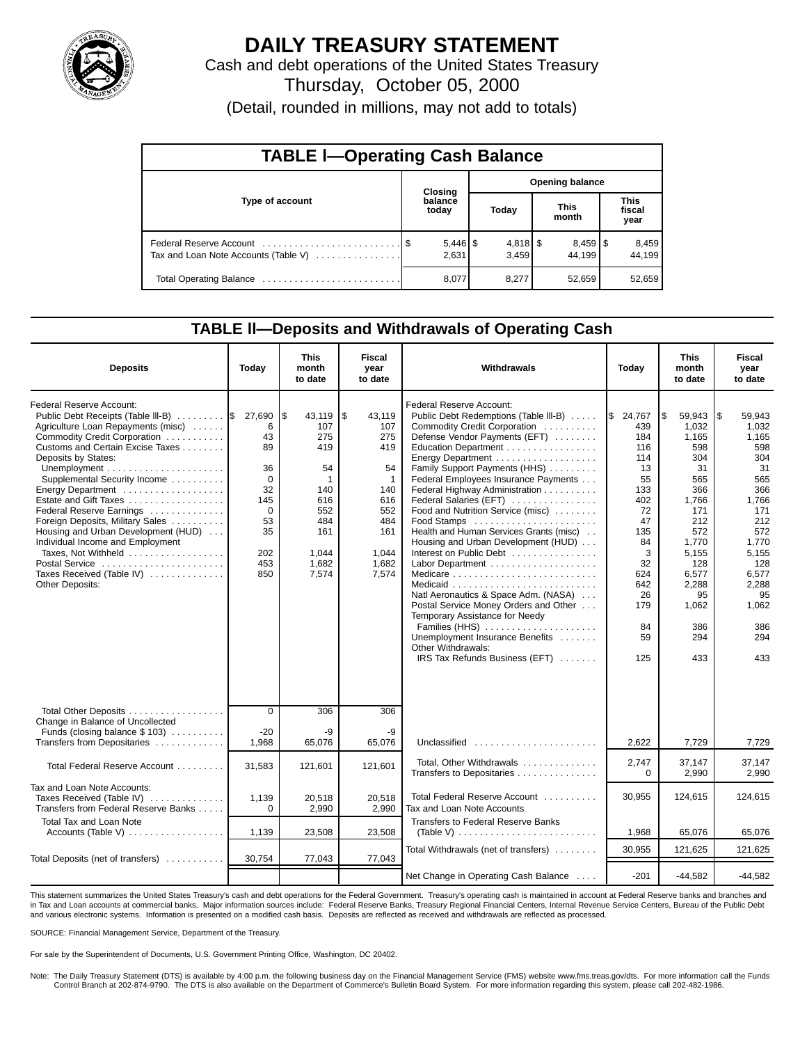# DAILY TREASURY STATEMENT

Cash and debt operations of the United States Treasury

Thursday, October 05, 2000

(Detail, rounded in millions, may not add to totals)

## TABLE I—Operating Cash Balance

| Type of account | Closing balance today | Opening balance Today | Opening balance This month | Opening balance This fiscal year |
|---|---|---|---|---|
| Federal Reserve Account | $ 5,446 | $ 4,818 | $ 8,459 | $ 8,459 |
| Tax and Loan Note Accounts (Table V) | 2,631 | 3,459 | 44,199 | 44,199 |
| Total Operating Balance | 8,077 | 8,277 | 52,659 | 52,659 |

## TABLE II—Deposits and Withdrawals of Operating Cash

| Deposits | Today | This month to date | Fiscal year to date |
|---|---|---|---|
| Federal Reserve Account: | | | |
| Public Debt Receipts (Table III-B) | $ 27,690 | $ 43,119 | $ 43,119 |
| Agriculture Loan Repayments (misc) | 6 | 107 | 107 |
| Commodity Credit Corporation | 43 | 275 | 275 |
| Customs and Certain Excise Taxes | 89 | 419 | 419 |
| Deposits by States: | | | |
| Unemployment | 36 | 54 | 54 |
| Supplemental Security Income | 0 | 1 | 1 |
| Energy Department | 32 | 140 | 140 |
| Estate and Gift Taxes | 145 | 616 | 616 |
| Federal Reserve Earnings | 0 | 552 | 552 |
| Foreign Deposits, Military Sales | 53 | 484 | 484 |
| Housing and Urban Development (HUD) | 35 | 161 | 161 |
| Individual Income and Employment Taxes, Not Withheld | 202 | 1,044 | 1,044 |
| Postal Service | 453 | 1,682 | 1,682 |
| Taxes Received (Table IV) | 850 | 7,574 | 7,574 |
| Other Deposits: | | | |
| Total Other Deposits | 0 | 306 | 306 |
| Change in Balance of Uncollected Funds (closing balance $ 103) | -20 | -9 | -9 |
| Transfers from Depositaries | 1,968 | 65,076 | 65,076 |
| Total Federal Reserve Account | 31,583 | 121,601 | 121,601 |
| Tax and Loan Note Accounts: | | | |
| Taxes Received (Table IV) | 1,139 | 20,518 | 20,518 |
| Transfers from Federal Reserve Banks | 0 | 2,990 | 2,990 |
| Total Tax and Loan Note Accounts (Table V) | 1,139 | 23,508 | 23,508 |
| Total Deposits (net of transfers) | 30,754 | 77,043 | 77,043 |

| Withdrawals | Today | This month to date | Fiscal year to date |
|---|---|---|---|
| Federal Reserve Account: | | | |
| Public Debt Redemptions (Table III-B) | $ 24,767 | $ 59,943 | $ 59,943 |
| Commodity Credit Corporation | 439 | 1,032 | 1,032 |
| Defense Vendor Payments (EFT) | 184 | 1,165 | 1,165 |
| Education Department | 116 | 598 | 598 |
| Energy Department | 114 | 304 | 304 |
| Family Support Payments (HHS) | 13 | 31 | 31 |
| Federal Employees Insurance Payments | 55 | 565 | 565 |
| Federal Highway Administration | 133 | 366 | 366 |
| Federal Salaries (EFT) | 402 | 1,766 | 1,766 |
| Food and Nutrition Service (misc) | 72 | 171 | 171 |
| Food Stamps | 47 | 212 | 212 |
| Health and Human Services Grants (misc) | 135 | 572 | 572 |
| Housing and Urban Development (HUD) | 84 | 1,770 | 1,770 |
| Interest on Public Debt | 3 | 5,155 | 5,155 |
| Labor Department | 32 | 128 | 128 |
| Medicare | 624 | 6,577 | 6,577 |
| Medicaid | 642 | 2,288 | 2,288 |
| Natl Aeronautics & Space Adm. (NASA) | 26 | 95 | 95 |
| Postal Service Money Orders and Other | 179 | 1,062 | 1,062 |
| Temporary Assistance for Needy Families (HHS) | 84 | 386 | 386 |
| Unemployment Insurance Benefits | 59 | 294 | 294 |
| Other Withdrawals: | | | |
| IRS Tax Refunds Business (EFT) | 125 | 433 | 433 |
| Unclassified | 2,622 | 7,729 | 7,729 |
| Total, Other Withdrawals | 2,747 | 37,147 | 37,147 |
| Transfers to Depositaries | 0 | 2,990 | 2,990 |
| Total Federal Reserve Account | 30,955 | 124,615 | 124,615 |
| Tax and Loan Note Accounts | | | |
| Transfers to Federal Reserve Banks (Table V) | 1,968 | 65,076 | 65,076 |
| Total Withdrawals (net of transfers) | 30,955 | 121,625 | 121,625 |
| Net Change in Operating Cash Balance | -201 | -44,582 | -44,582 |

This statement summarizes the United States Treasury's cash and debt operations for the Federal Government. Treasury's operating cash is maintained in account at Federal Reserve banks and branches and in Tax and Loan accounts at commercial banks. Major information sources include: Federal Reserve Banks, Treasury Regional Financial Centers, Internal Revenue Service Centers, Bureau of the Public Debt and various electronic systems. Information is presented on a modified cash basis. Deposits are reflected as received and withdrawals are reflected as processed.

SOURCE: Financial Management Service, Department of the Treasury.

For sale by the Superintendent of Documents, U.S. Government Printing Office, Washington, DC 20402.

Note: The Daily Treasury Statement (DTS) is available by 4:00 p.m. the following business day on the Financial Management Service (FMS) website www.fms.treas.gov/dts. For more information call the Funds Control Branch at 202-874-9790. The DTS is also available on the Department of Commerce's Bulletin Board System. For more information regarding this system, please call 202-482-1986.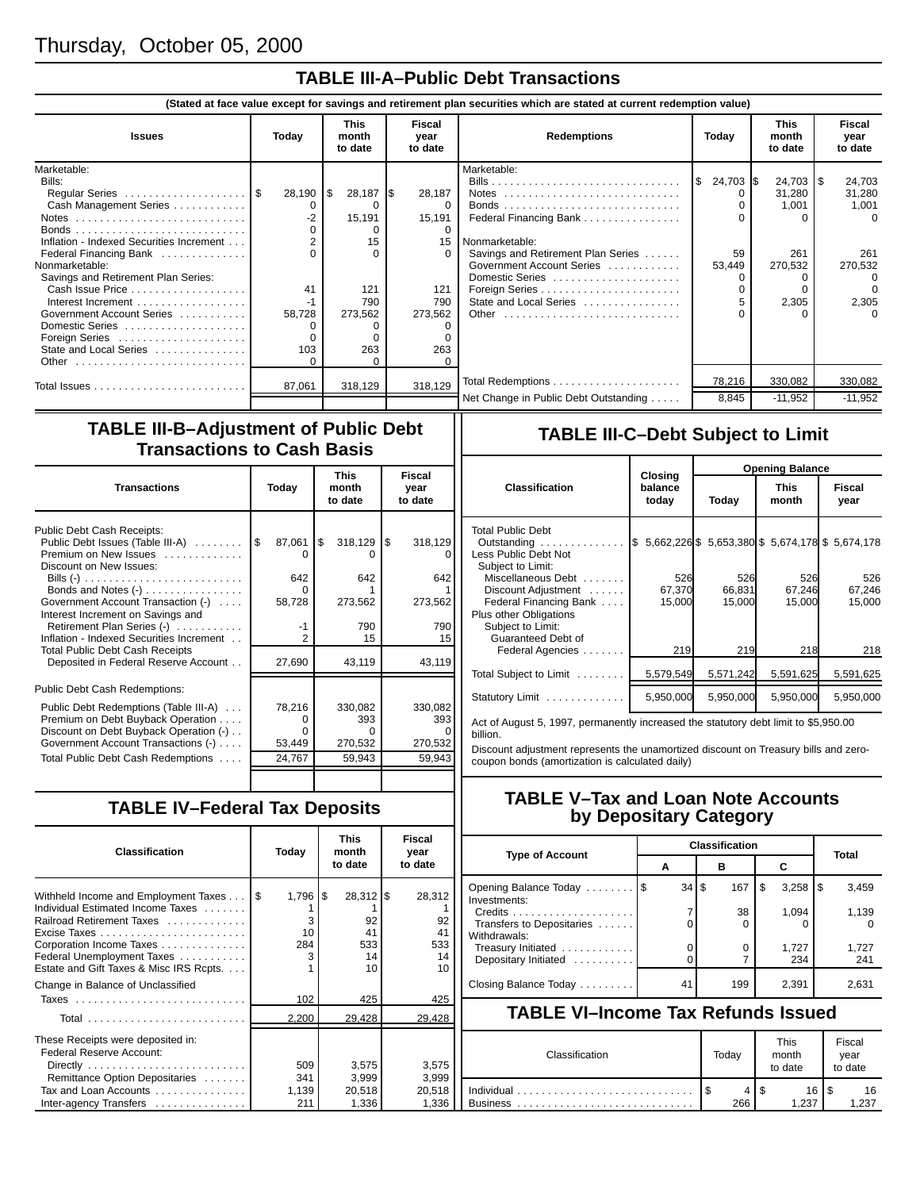Thursday, October 05, 2000

## TABLE III-A–Public Debt Transactions

(Stated at face value except for savings and retirement plan securities which are stated at current redemption value)

| Issues | Today | This month to date | Fiscal year to date |
|---|---|---|---|
| Marketable: | | | |
| Bills: | | | |
| Regular Series | $ 28,190 | $ 28,187 | $ 28,187 |
| Cash Management Series | 0 | 0 | 0 |
| Notes | -2 | 15,191 | 15,191 |
| Bonds | 0 | 0 | 0 |
| Inflation - Indexed Securities Increment | 2 | 15 | 15 |
| Federal Financing Bank | 0 | 0 | 0 |
| Nonmarketable: | | | |
| Savings and Retirement Plan Series: | | | |
| Cash Issue Price | 41 | 121 | 121 |
| Interest Increment | -1 | 790 | 790 |
| Government Account Series | 58,728 | 273,562 | 273,562 |
| Domestic Series | 0 | 0 | 0 |
| Foreign Series | 0 | 0 | 0 |
| State and Local Series | 103 | 263 | 263 |
| Other | 0 | 0 | 0 |
| Total Issues | 87,061 | 318,129 | 318,129 |

| Redemptions | Today | This month to date | Fiscal year to date |
|---|---|---|---|
| Marketable: | | | |
| Bills | $ 24,703 | $ 24,703 | $ 24,703 |
| Notes | 0 | 31,280 | 31,280 |
| Bonds | 0 | 1,001 | 1,001 |
| Federal Financing Bank | 0 | 0 | 0 |
| Nonmarketable: | | | |
| Savings and Retirement Plan Series | 59 | 261 | 261 |
| Government Account Series | 53,449 | 270,532 | 270,532 |
| Domestic Series | 0 | 0 | 0 |
| Foreign Series | 0 | 0 | 0 |
| State and Local Series | 5 | 2,305 | 2,305 |
| Other | 0 | 0 | 0 |
| Total Redemptions | 78,216 | 330,082 | 330,082 |
| Net Change in Public Debt Outstanding | 8,845 | -11,952 | -11,952 |

## TABLE III-B–Adjustment of Public Debt Transactions to Cash Basis

| Transactions | Today | This month to date | Fiscal year to date |
|---|---|---|---|
| Public Debt Cash Receipts: | | | |
| Public Debt Issues (Table III-A) | $ 87,061 | $ 318,129 | $ 318,129 |
| Premium on New Issues | 0 | 0 | 0 |
| Discount on New Issues: | | | |
| Bills (-) | 642 | 642 | 642 |
| Bonds and Notes (-) | 0 | 1 | 1 |
| Government Account Transaction (-) | 58,728 | 273,562 | 273,562 |
| Interest Increment on Savings and Retirement Plan Series (-) | -1 | 790 | 790 |
| Inflation - Indexed Securities Increment | 2 | 15 | 15 |
| Total Public Debt Cash Receipts Deposited in Federal Reserve Account | 27,690 | 43,119 | 43,119 |
| Public Debt Cash Redemptions: | | | |
| Public Debt Redemptions (Table III-A) | 78,216 | 330,082 | 330,082 |
| Premium on Debt Buyback Operation | 0 | 393 | 393 |
| Discount on Debt Buyback Operation (-) | 0 | 0 | 0 |
| Government Account Transactions (-) | 53,449 | 270,532 | 270,532 |
| Total Public Debt Cash Redemptions | 24,767 | 59,943 | 59,943 |

## TABLE III-C–Debt Subject to Limit

| Classification | Closing balance today | Opening Balance Today | Opening Balance This month | Opening Balance Fiscal year |
|---|---|---|---|---|
| Total Public Debt Outstanding | $ 5,662,226 | $ 5,653,380 | $ 5,674,178 | $ 5,674,178 |
| Less Public Debt Not Subject to Limit: | | | | |
| Miscellaneous Debt | 526 | 526 | 526 | 526 |
| Discount Adjustment | 67,370 | 66,831 | 67,246 | 67,246 |
| Federal Financing Bank | 15,000 | 15,000 | 15,000 | 15,000 |
| Plus other Obligations Subject to Limit: | | | | |
| Guaranteed Debt of Federal Agencies | 219 | 219 | 218 | 218 |
| Total Subject to Limit | 5,579,549 | 5,571,242 | 5,591,625 | 5,591,625 |
| Statutory Limit | 5,950,000 | 5,950,000 | 5,950,000 | 5,950,000 |

Act of August 5, 1997, permanently increased the statutory debt limit to $5,950.00 billion.

Discount adjustment represents the unamortized discount on Treasury bills and zero-coupon bonds (amortization is calculated daily)

## TABLE IV–Federal Tax Deposits

| Classification | Today | This month to date | Fiscal year to date |
|---|---|---|---|
| Withheld Income and Employment Taxes | $ 1,796 | $ 28,312 | $ 28,312 |
| Individual Estimated Income Taxes | 1 | 1 | 1 |
| Railroad Retirement Taxes | 3 | 92 | 92 |
| Excise Taxes | 10 | 41 | 41 |
| Corporation Income Taxes | 284 | 533 | 533 |
| Federal Unemployment Taxes | 3 | 14 | 14 |
| Estate and Gift Taxes & Misc IRS Rcpts. | 1 | 10 | 10 |
| Change in Balance of Unclassified Taxes | 102 | 425 | 425 |
| Total | 2,200 | 29,428 | 29,428 |
| These Receipts were deposited in: | | | |
| Federal Reserve Account: | | | |
| Directly | 509 | 3,575 | 3,575 |
| Remittance Option Depositaries | 341 | 3,999 | 3,999 |
| Tax and Loan Accounts | 1,139 | 20,518 | 20,518 |
| Inter-agency Transfers | 211 | 1,336 | 1,336 |

## TABLE V–Tax and Loan Note Accounts by Depositary Category

| Type of Account | A | B | C | Total |
|---|---|---|---|---|
| Opening Balance Today | $ 34 | $ 167 | $ 3,258 | $ 3,459 |
| Investments: | | | | |
| Credits | 7 | 38 | 1,094 | 1,139 |
| Transfers to Depositaries | 0 | 0 | 0 | 0 |
| Withdrawals: | | | | |
| Treasury Initiated | 0 | 0 | 1,727 | 1,727 |
| Depositary Initiated | 0 | 7 | 234 | 241 |
| Closing Balance Today | 41 | 199 | 2,391 | 2,631 |

## TABLE VI–Income Tax Refunds Issued

| Classification | Today | This month to date | Fiscal year to date |
|---|---|---|---|
| Individual | $ 4 | $ 16 | $ 16 |
| Business | 266 | 1,237 | 1,237 |